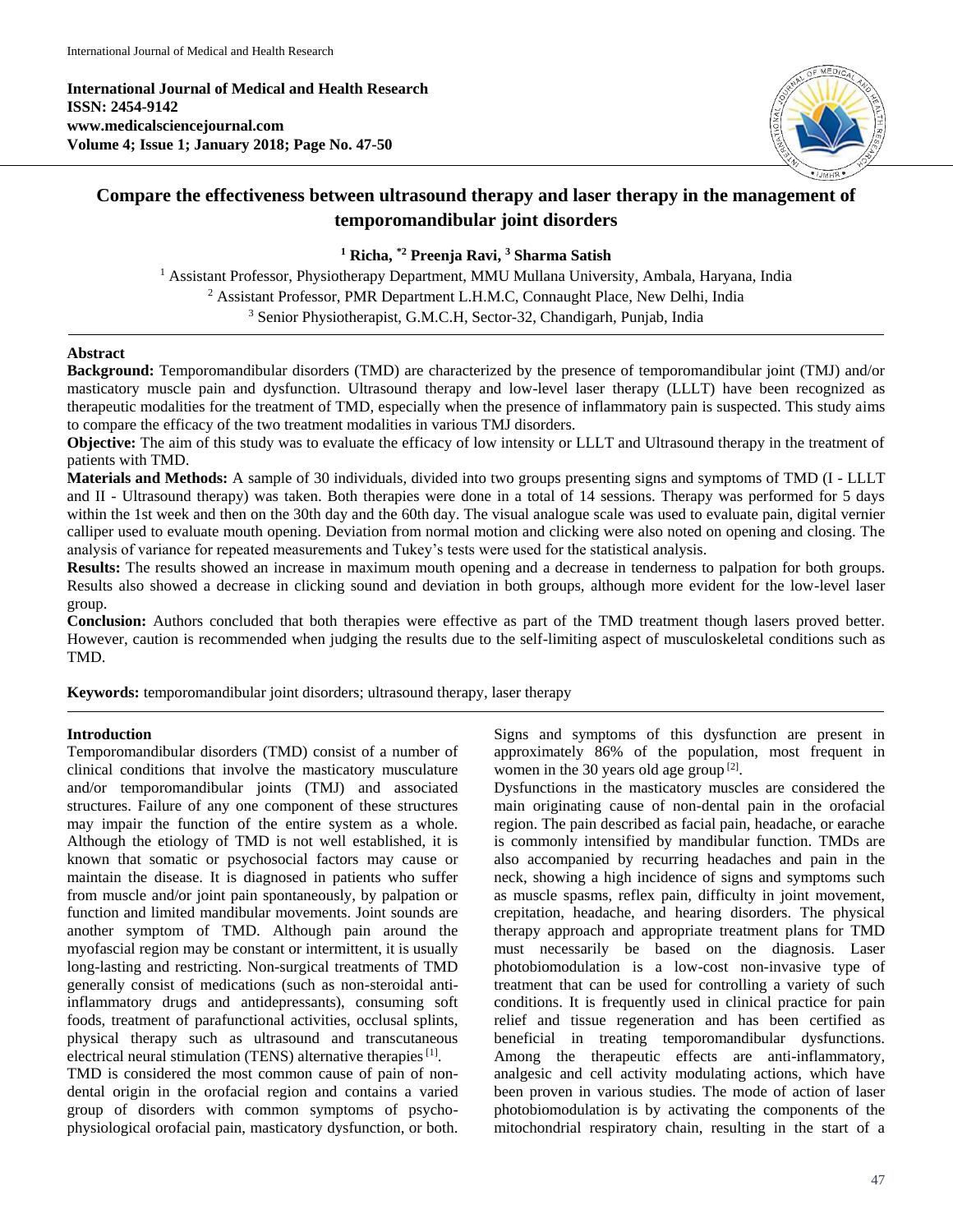International Journal of Medical and Health Research
ISSN: 2454-9142
www.medicalsciencejournal.com
Volume 4; Issue 1; January 2018; Page No. 47-50

# Compare the effectiveness between ultrasound therapy and laser therapy in the management of temporomandibular joint disorders

**[1] Richa, *[2] Preenja Ravi, [3] Sharma Satish**

[1] Assistant Professor, Physiotherapy Department, MMU Mullana University, Ambala, Haryana, India
[2] Assistant Professor, PMR Department L.H.M.C, Connaught Place, New Delhi, India
[3] Senior Physiotherapist, G.M.C.H, Sector-32, Chandigarh, Punjab, India

## Abstract

**Background:** Temporomandibular disorders (TMD) are characterized by the presence of temporomandibular joint (TMJ) and/or masticatory muscle pain and dysfunction. Ultrasound therapy and low-level laser therapy (LLLT) have been recognized as therapeutic modalities for the treatment of TMD, especially when the presence of inflammatory pain is suspected. This study aims to compare the efficacy of the two treatment modalities in various TMJ disorders.

**Objective:** The aim of this study was to evaluate the efficacy of low intensity or LLLT and Ultrasound therapy in the treatment of patients with TMD.

**Materials and Methods:** A sample of 30 individuals, divided into two groups presenting signs and symptoms of TMD (I - LLLT and II - Ultrasound therapy) was taken. Both therapies were done in a total of 14 sessions. Therapy was performed for 5 days within the 1st week and then on the 30th day and the 60th day. The visual analogue scale was used to evaluate pain, digital vernier calliper used to evaluate mouth opening. Deviation from normal motion and clicking were also noted on opening and closing. The analysis of variance for repeated measurements and Tukey's tests were used for the statistical analysis.

**Results:** The results showed an increase in maximum mouth opening and a decrease in tenderness to palpation for both groups. Results also showed a decrease in clicking sound and deviation in both groups, although more evident for the low-level laser group.

**Conclusion:** Authors concluded that both therapies were effective as part of the TMD treatment though lasers proved better. However, caution is recommended when judging the results due to the self-limiting aspect of musculoskeletal conditions such as TMD.

**Keywords:** temporomandibular joint disorders; ultrasound therapy, laser therapy

## Introduction

Temporomandibular disorders (TMD) consist of a number of clinical conditions that involve the masticatory musculature and/or temporomandibular joints (TMJ) and associated structures. Failure of any one component of these structures may impair the function of the entire system as a whole. Although the etiology of TMD is not well established, it is known that somatic or psychosocial factors may cause or maintain the disease. It is diagnosed in patients who suffer from muscle and/or joint pain spontaneously, by palpation or function and limited mandibular movements. Joint sounds are another symptom of TMD. Although pain around the myofascial region may be constant or intermittent, it is usually long-lasting and restricting. Non-surgical treatments of TMD generally consist of medications (such as non-steroidal anti-inflammatory drugs and antidepressants), consuming soft foods, treatment of parafunctional activities, occlusal splints, physical therapy such as ultrasound and transcutaneous electrical neural stimulation (TENS) alternative therapies [1].

TMD is considered the most common cause of pain of non-dental origin in the orofacial region and contains a varied group of disorders with common symptoms of psycho-physiological orofacial pain, masticatory dysfunction, or both. Signs and symptoms of this dysfunction are present in approximately 86% of the population, most frequent in women in the 30 years old age group [2].

Dysfunctions in the masticatory muscles are considered the main originating cause of non-dental pain in the orofacial region. The pain described as facial pain, headache, or earache is commonly intensified by mandibular function. TMDs are also accompanied by recurring headaches and pain in the neck, showing a high incidence of signs and symptoms such as muscle spasms, reflex pain, difficulty in joint movement, crepitation, headache, and hearing disorders. The physical therapy approach and appropriate treatment plans for TMD must necessarily be based on the diagnosis. Laser photobiomodulation is a low-cost non-invasive type of treatment that can be used for controlling a variety of such conditions. It is frequently used in clinical practice for pain relief and tissue regeneration and has been certified as beneficial in treating temporomandibular dysfunctions. Among the therapeutic effects are anti-inflammatory, analgesic and cell activity modulating actions, which have been proven in various studies. The mode of action of laser photobiomodulation is by activating the components of the mitochondrial respiratory chain, resulting in the start of a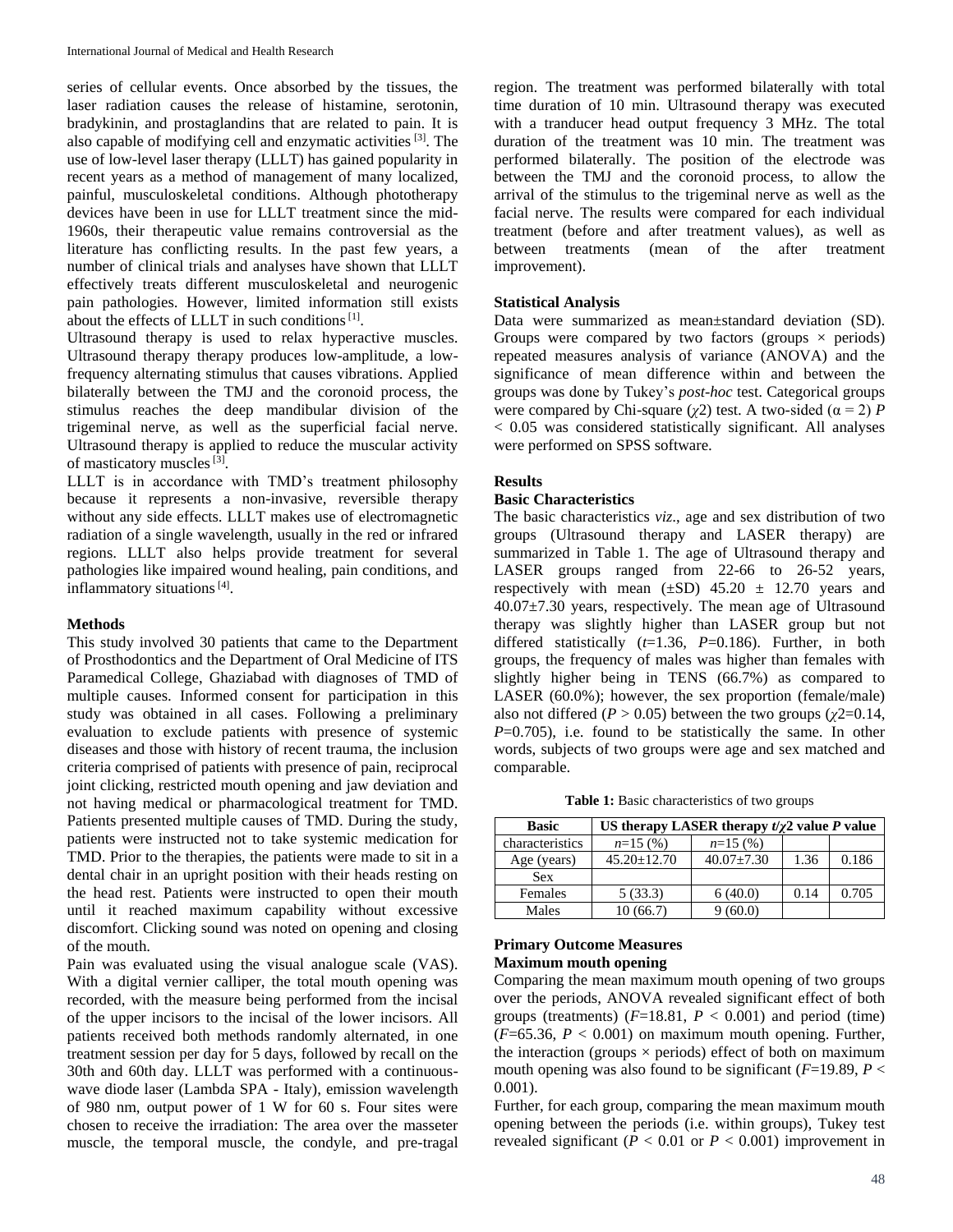series of cellular events. Once absorbed by the tissues, the laser radiation causes the release of histamine, serotonin, bradykinin, and prostaglandins that are related to pain. It is also capable of modifying cell and enzymatic activities [3]. The use of low-level laser therapy (LLLT) has gained popularity in recent years as a method of management of many localized, painful, musculoskeletal conditions. Although phototherapy devices have been in use for LLLT treatment since the mid-1960s, their therapeutic value remains controversial as the literature has conflicting results. In the past few years, a number of clinical trials and analyses have shown that LLLT effectively treats different musculoskeletal and neurogenic pain pathologies. However, limited information still exists about the effects of LLLT in such conditions [1].

Ultrasound therapy is used to relax hyperactive muscles. Ultrasound therapy therapy produces low-amplitude, a low-frequency alternating stimulus that causes vibrations. Applied bilaterally between the TMJ and the coronoid process, the stimulus reaches the deep mandibular division of the trigeminal nerve, as well as the superficial facial nerve. Ultrasound therapy is applied to reduce the muscular activity of masticatory muscles [3].

LLLT is in accordance with TMD's treatment philosophy because it represents a non-invasive, reversible therapy without any side effects. LLLT makes use of electromagnetic radiation of a single wavelength, usually in the red or infrared regions. LLLT also helps provide treatment for several pathologies like impaired wound healing, pain conditions, and inflammatory situations [4].

### Methods

This study involved 30 patients that came to the Department of Prosthodontics and the Department of Oral Medicine of ITS Paramedical College, Ghaziabad with diagnoses of TMD of multiple causes. Informed consent for participation in this study was obtained in all cases. Following a preliminary evaluation to exclude patients with presence of systemic diseases and those with history of recent trauma, the inclusion criteria comprised of patients with presence of pain, reciprocal joint clicking, restricted mouth opening and jaw deviation and not having medical or pharmacological treatment for TMD. Patients presented multiple causes of TMD. During the study, patients were instructed not to take systemic medication for TMD. Prior to the therapies, the patients were made to sit in a dental chair in an upright position with their heads resting on the head rest. Patients were instructed to open their mouth until it reached maximum capability without excessive discomfort. Clicking sound was noted on opening and closing of the mouth.

Pain was evaluated using the visual analogue scale (VAS). With a digital vernier calliper, the total mouth opening was recorded, with the measure being performed from the incisal of the upper incisors to the incisal of the lower incisors. All patients received both methods randomly alternated, in one treatment session per day for 5 days, followed by recall on the 30th and 60th day. LLLT was performed with a continuous-wave diode laser (Lambda SPA - Italy), emission wavelength of 980 nm, output power of 1 W for 60 s. Four sites were chosen to receive the irradiation: The area over the masseter muscle, the temporal muscle, the condyle, and pre-tragal region. The treatment was performed bilaterally with total time duration of 10 min. Ultrasound therapy was executed with a tranducer head output frequency 3 MHz. The total duration of the treatment was 10 min. The treatment was performed bilaterally. The position of the electrode was between the TMJ and the coronoid process, to allow the arrival of the stimulus to the trigeminal nerve as well as the facial nerve. The results were compared for each individual treatment (before and after treatment values), as well as between treatments (mean of the after treatment improvement).

### Statistical Analysis

Data were summarized as mean±standard deviation (SD). Groups were compared by two factors (groups × periods) repeated measures analysis of variance (ANOVA) and the significance of mean difference within and between the groups was done by Tukey's *post-hoc* test. Categorical groups were compared by Chi-square ($\chi2$) test. A two-sided ($\alpha = 2$) $P < 0.05$ was considered statistically significant. All analyses were performed on SPSS software.

### Results

#### Basic Characteristics

The basic characteristics *viz*., age and sex distribution of two groups (Ultrasound therapy and LASER therapy) are summarized in Table 1. The age of Ultrasound therapy and LASER groups ranged from 22-66 to 26-52 years, respectively with mean (±SD) 45.20 ± 12.70 years and 40.07±7.30 years, respectively. The mean age of Ultrasound therapy was slightly higher than LASER group but not differed statistically ($t$=1.36, $P$=0.186). Further, in both groups, the frequency of males was higher than females with slightly higher being in TENS (66.7%) as compared to LASER (60.0%); however, the sex proportion (female/male) also not differed ($P > 0.05$) between the two groups ($\chi2$=0.14, $P$=0.705), i.e. found to be statistically the same. In other words, subjects of two groups were age and sex matched and comparable.

**Table 1:** Basic characteristics of two groups

| Basic characteristics | US therapy $n$=15 (%) | LASER therapy $n$=15 (%) | $t/\chi2$ value | $P$ value |
|---|---|---|---|---|
| Age (years) | 45.20±12.70 | 40.07±7.30 | 1.36 | 0.186 |
| Sex | | | | |
| Females | 5 (33.3) | 6 (40.0) | 0.14 | 0.705 |
| Males | 10 (66.7) | 9 (60.0) | | |

#### Primary Outcome Measures

#### Maximum mouth opening

Comparing the mean maximum mouth opening of two groups over the periods, ANOVA revealed significant effect of both groups (treatments) ($F$=18.81, $P < 0.001$) and period (time) ($F$=65.36, $P < 0.001$) on maximum mouth opening. Further, the interaction (groups × periods) effect of both on maximum mouth opening was also found to be significant ($F$=19.89, $P < 0.001$).

Further, for each group, comparing the mean maximum mouth opening between the periods (i.e. within groups), Tukey test revealed significant ($P < 0.01$ or $P < 0.001$) improvement in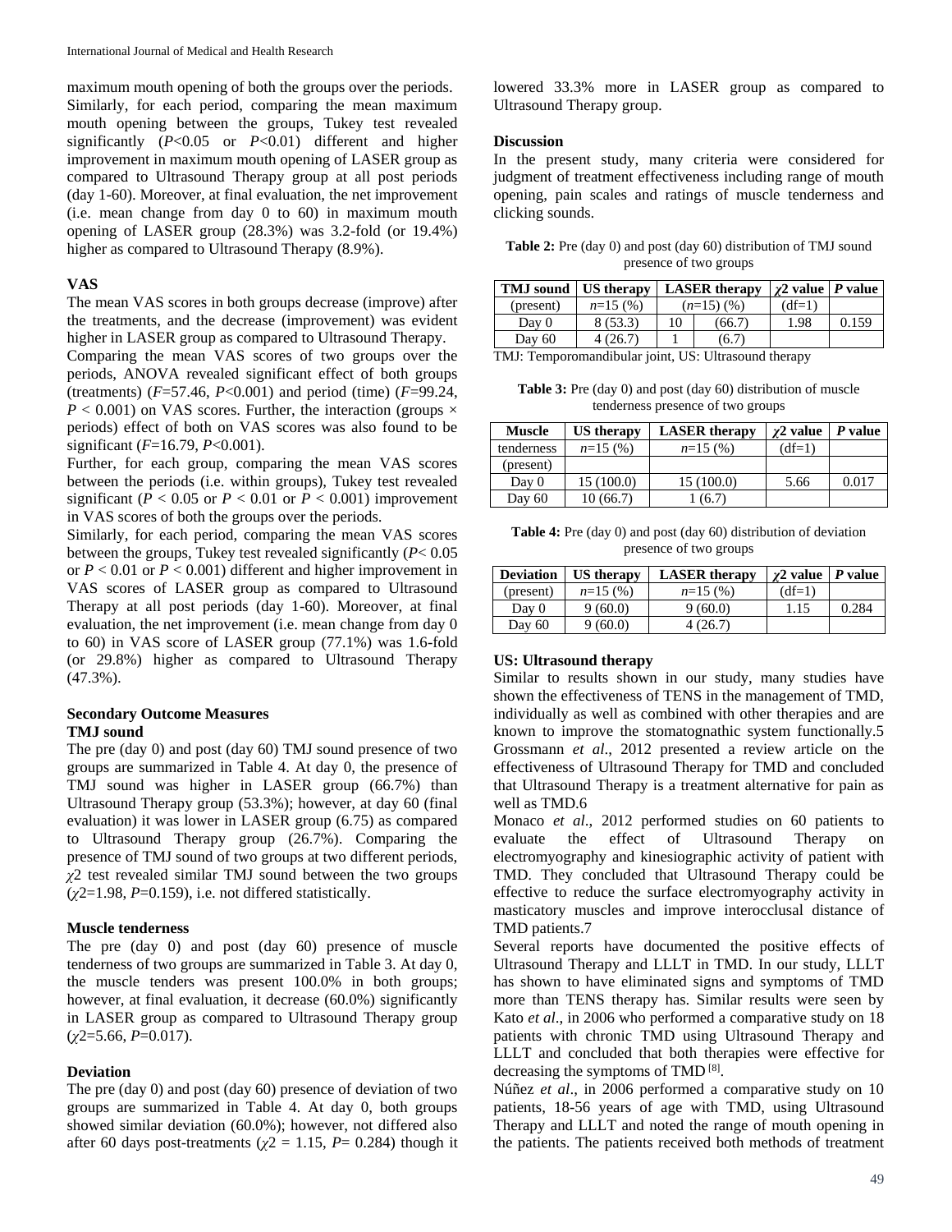maximum mouth opening of both the groups over the periods.

Similarly, for each period, comparing the mean maximum mouth opening between the groups, Tukey test revealed significantly ($P$<0.05 or $P$<0.01) different and higher improvement in maximum mouth opening of LASER group as compared to Ultrasound Therapy group at all post periods (day 1-60). Moreover, at final evaluation, the net improvement (i.e. mean change from day 0 to 60) in maximum mouth opening of LASER group (28.3%) was 3.2-fold (or 19.4%) higher as compared to Ultrasound Therapy (8.9%).

**VAS**

The mean VAS scores in both groups decrease (improve) after the treatments, and the decrease (improvement) was evident higher in LASER group as compared to Ultrasound Therapy.

Comparing the mean VAS scores of two groups over the periods, ANOVA revealed significant effect of both groups (treatments) ($F$=57.46, $P$<0.001) and period (time) ($F$=99.24, $P$ < 0.001) on VAS scores. Further, the interaction (groups × periods) effect of both on VAS scores was also found to be significant ($F$=16.79, $P$<0.001).

Further, for each group, comparing the mean VAS scores between the periods (i.e. within groups), Tukey test revealed significant ($P$ < 0.05 or $P$ < 0.01 or $P$ < 0.001) improvement in VAS scores of both the groups over the periods.

Similarly, for each period, comparing the mean VAS scores between the groups, Tukey test revealed significantly ($P$< 0.05 or $P$ < 0.01 or $P$ < 0.001) different and higher improvement in VAS scores of LASER group as compared to Ultrasound Therapy at all post periods (day 1-60). Moreover, at final evaluation, the net improvement (i.e. mean change from day 0 to 60) in VAS score of LASER group (77.1%) was 1.6-fold (or 29.8%) higher as compared to Ultrasound Therapy (47.3%).

**Secondary Outcome Measures**

**TMJ sound**

The pre (day 0) and post (day 60) TMJ sound presence of two groups are summarized in Table 4. At day 0, the presence of TMJ sound was higher in LASER group (66.7%) than Ultrasound Therapy group (53.3%); however, at day 60 (final evaluation) it was lower in LASER group (6.75) as compared to Ultrasound Therapy group (26.7%). Comparing the presence of TMJ sound of two groups at two different periods, $\chi 2$ test revealed similar TMJ sound between the two groups ($\chi 2$=1.98, $P$=0.159), i.e. not differed statistically.

**Muscle tenderness**

The pre (day 0) and post (day 60) presence of muscle tenderness of two groups are summarized in Table 3. At day 0, the muscle tenders was present 100.0% in both groups; however, at final evaluation, it decrease (60.0%) significantly in LASER group as compared to Ultrasound Therapy group ($\chi 2$=5.66, $P$=0.017).

**Deviation**

The pre (day 0) and post (day 60) presence of deviation of two groups are summarized in Table 4. At day 0, both groups showed similar deviation (60.0%); however, not differed also after 60 days post-treatments ($\chi 2$ = 1.15, $P$= 0.284) though it lowered 33.3% more in LASER group as compared to Ultrasound Therapy group.

**Discussion**

In the present study, many criteria were considered for judgment of treatment effectiveness including range of mouth opening, pain scales and ratings of muscle tenderness and clicking sounds.

**Table 2:** Pre (day 0) and post (day 60) distribution of TMJ sound presence of two groups

| TMJ sound | US therapy | LASER therapy | | $\chi 2$ value | $P$ value |
|---|---|---|---|---|---|
| (present) | $n$=15 (%) | ($n$=15) (%) | | (df=1) | |
| Day 0 | 8 (53.3) | 10 | (66.7) | 1.98 | 0.159 |
| Day 60 | 4 (26.7) | 1 | (6.7) | | |

TMJ: Temporomandibular joint, US: Ultrasound therapy

**Table 3:** Pre (day 0) and post (day 60) distribution of muscle tenderness presence of two groups

| Muscle | US therapy | LASER therapy | $\chi 2$ value | $P$ value |
|---|---|---|---|---|
| tenderness | $n$=15 (%) | $n$=15 (%) | (df=1) | |
| (present) | | | | |
| Day 0 | 15 (100.0) | 15 (100.0) | 5.66 | 0.017 |
| Day 60 | 10 (66.7) | 1 (6.7) | | |

**Table 4:** Pre (day 0) and post (day 60) distribution of deviation presence of two groups

| Deviation | US therapy | LASER therapy | $\chi 2$ value | $P$ value |
|---|---|---|---|---|
| (present) | $n$=15 (%) | $n$=15 (%) | (df=1) | |
| Day 0 | 9 (60.0) | 9 (60.0) | 1.15 | 0.284 |
| Day 60 | 9 (60.0) | 4 (26.7) | | |

**US: Ultrasound therapy**

Similar to results shown in our study, many studies have shown the effectiveness of TENS in the management of TMD, individually as well as combined with other therapies and are known to improve the stomatognathic system functionally.5 Grossmann *et al*., 2012 presented a review article on the effectiveness of Ultrasound Therapy for TMD and concluded that Ultrasound Therapy is a treatment alternative for pain as well as TMD.6

Monaco *et al*., 2012 performed studies on 60 patients to evaluate the effect of Ultrasound Therapy on electromyography and kinesiographic activity of patient with TMD. They concluded that Ultrasound Therapy could be effective to reduce the surface electromyography activity in masticatory muscles and improve interocclusal distance of TMD patients.7

Several reports have documented the positive effects of Ultrasound Therapy and LLLT in TMD. In our study, LLLT has shown to have eliminated signs and symptoms of TMD more than TENS therapy has. Similar results were seen by Kato *et al*., in 2006 who performed a comparative study on 18 patients with chronic TMD using Ultrasound Therapy and LLLT and concluded that both therapies were effective for decreasing the symptoms of TMD [8].

Núñez *et al*., in 2006 performed a comparative study on 10 patients, 18-56 years of age with TMD, using Ultrasound Therapy and LLLT and noted the range of mouth opening in the patients. The patients received both methods of treatment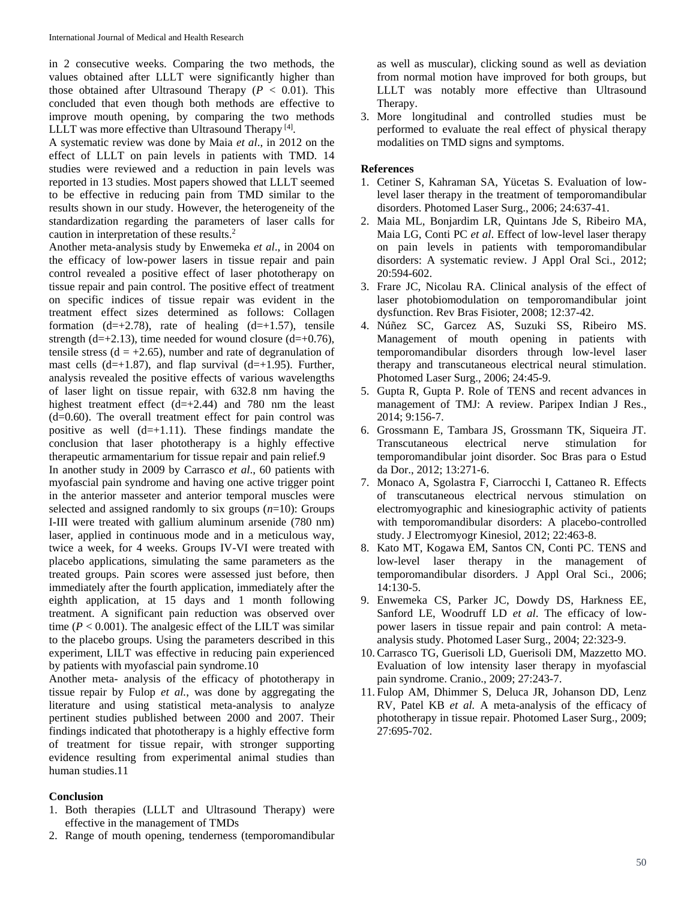in 2 consecutive weeks. Comparing the two methods, the values obtained after LLLT were significantly higher than those obtained after Ultrasound Therapy ($P < 0.01$). This concluded that even though both methods are effective to improve mouth opening, by comparing the two methods LLLT was more effective than Ultrasound Therapy [4].

A systematic review was done by Maia *et al*., in 2012 on the effect of LLLT on pain levels in patients with TMD. 14 studies were reviewed and a reduction in pain levels was reported in 13 studies. Most papers showed that LLLT seemed to be effective in reducing pain from TMD similar to the results shown in our study. However, the heterogeneity of the standardization regarding the parameters of laser calls for caution in interpretation of these results.[2]

Another meta-analysis study by Enwemeka *et al*., in 2004 on the efficacy of low-power lasers in tissue repair and pain control revealed a positive effect of laser phototherapy on tissue repair and pain control. The positive effect of treatment on specific indices of tissue repair was evident in the treatment effect sizes determined as follows: Collagen formation (d=+2.78), rate of healing (d=+1.57), tensile strength (d=+2.13), time needed for wound closure (d=+0.76), tensile stress (d = +2.65), number and rate of degranulation of mast cells (d=+1.87), and flap survival (d=+1.95). Further, analysis revealed the positive effects of various wavelengths of laser light on tissue repair, with 632.8 nm having the highest treatment effect (d=+2.44) and 780 nm the least (d=0.60). The overall treatment effect for pain control was positive as well (d=+1.11). These findings mandate the conclusion that laser phototherapy is a highly effective therapeutic armamentarium for tissue repair and pain relief.9

In another study in 2009 by Carrasco *et al*., 60 patients with myofascial pain syndrome and having one active trigger point in the anterior masseter and anterior temporal muscles were selected and assigned randomly to six groups ($n$=10): Groups I-III were treated with gallium aluminum arsenide (780 nm) laser, applied in continuous mode and in a meticulous way, twice a week, for 4 weeks. Groups IV-VI were treated with placebo applications, simulating the same parameters as the treated groups. Pain scores were assessed just before, then immediately after the fourth application, immediately after the eighth application, at 15 days and 1 month following treatment. A significant pain reduction was observed over time ($P < 0.001$). The analgesic effect of the LILT was similar to the placebo groups. Using the parameters described in this experiment, LILT was effective in reducing pain experienced by patients with myofascial pain syndrome.10

Another meta- analysis of the efficacy of phototherapy in tissue repair by Fulop *et al.*, was done by aggregating the literature and using statistical meta-analysis to analyze pertinent studies published between 2000 and 2007. Their findings indicated that phototherapy is a highly effective form of treatment for tissue repair, with stronger supporting evidence resulting from experimental animal studies than human studies.11

## Conclusion

1. Both therapies (LLLT and Ultrasound Therapy) were effective in the management of TMDs
2. Range of mouth opening, tenderness (temporomandibular as well as muscular), clicking sound as well as deviation from normal motion have improved for both groups, but LLLT was notably more effective than Ultrasound Therapy.
3. More longitudinal and controlled studies must be performed to evaluate the real effect of physical therapy modalities on TMD signs and symptoms.

## References

1. Cetiner S, Kahraman SA, Yücetas S. Evaluation of low-level laser therapy in the treatment of temporomandibular disorders. Photomed Laser Surg., 2006; 24:637-41.
2. Maia ML, Bonjardim LR, Quintans Jde S, Ribeiro MA, Maia LG, Conti PC *et al*. Effect of low-level laser therapy on pain levels in patients with temporomandibular disorders: A systematic review. J Appl Oral Sci., 2012; 20:594-602.
3. Frare JC, Nicolau RA. Clinical analysis of the effect of laser photobiomodulation on temporomandibular joint dysfunction. Rev Bras Fisioter, 2008; 12:37-42.
4. Núñez SC, Garcez AS, Suzuki SS, Ribeiro MS. Management of mouth opening in patients with temporomandibular disorders through low-level laser therapy and transcutaneous electrical neural stimulation. Photomed Laser Surg., 2006; 24:45-9.
5. Gupta R, Gupta P. Role of TENS and recent advances in management of TMJ: A review. Paripex Indian J Res., 2014; 9:156-7.
6. Grossmann E, Tambara JS, Grossmann TK, Siqueira JT. Transcutaneous electrical nerve stimulation for temporomandibular joint disorder. Soc Bras para o Estud da Dor., 2012; 13:271-6.
7. Monaco A, Sgolastra F, Ciarrocchi I, Cattaneo R. Effects of transcutaneous electrical nervous stimulation on electromyographic and kinesiographic activity of patients with temporomandibular disorders: A placebo-controlled study. J Electromyogr Kinesiol, 2012; 22:463-8.
8. Kato MT, Kogawa EM, Santos CN, Conti PC. TENS and low-level laser therapy in the management of temporomandibular disorders. J Appl Oral Sci., 2006; 14:130-5.
9. Enwemeka CS, Parker JC, Dowdy DS, Harkness EE, Sanford LE, Woodruff LD *et al*. The efficacy of low-power lasers in tissue repair and pain control: A meta-analysis study. Photomed Laser Surg., 2004; 22:323-9.
10. Carrasco TG, Guerisoli LD, Guerisoli DM, Mazzetto MO. Evaluation of low intensity laser therapy in myofascial pain syndrome. Cranio., 2009; 27:243-7.
11. Fulop AM, Dhimmer S, Deluca JR, Johanson DD, Lenz RV, Patel KB *et al.* A meta-analysis of the efficacy of phototherapy in tissue repair. Photomed Laser Surg., 2009; 27:695-702.